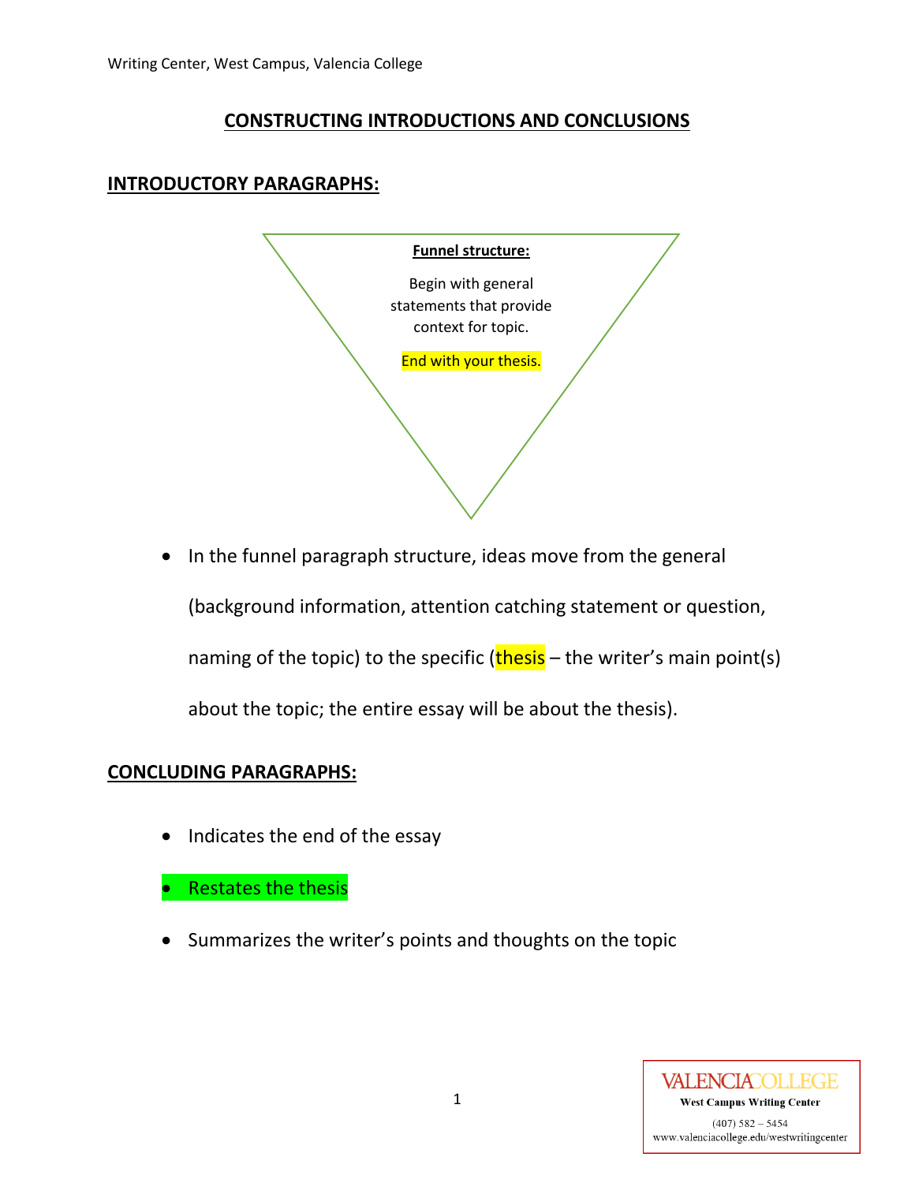# CONSTRUCTING INTRODUCTIONS AND CONCLUSIONS

## INTRODUCTORY PARAGRAPHS:

**Funnel structure:**

Begin with general statements that provide context for topic.

End with your thesis.

- In the funnel paragraph structure, ideas move from the general (background information, attention catching statement or question, naming of the topic) to the specific (thesis – the writer's main point(s) about the topic; the entire essay will be about the thesis).

## CONCLUDING PARAGRAPHS:

- Indicates the end of the essay
- Restates the thesis
- Summarizes the writer's points and thoughts on the topic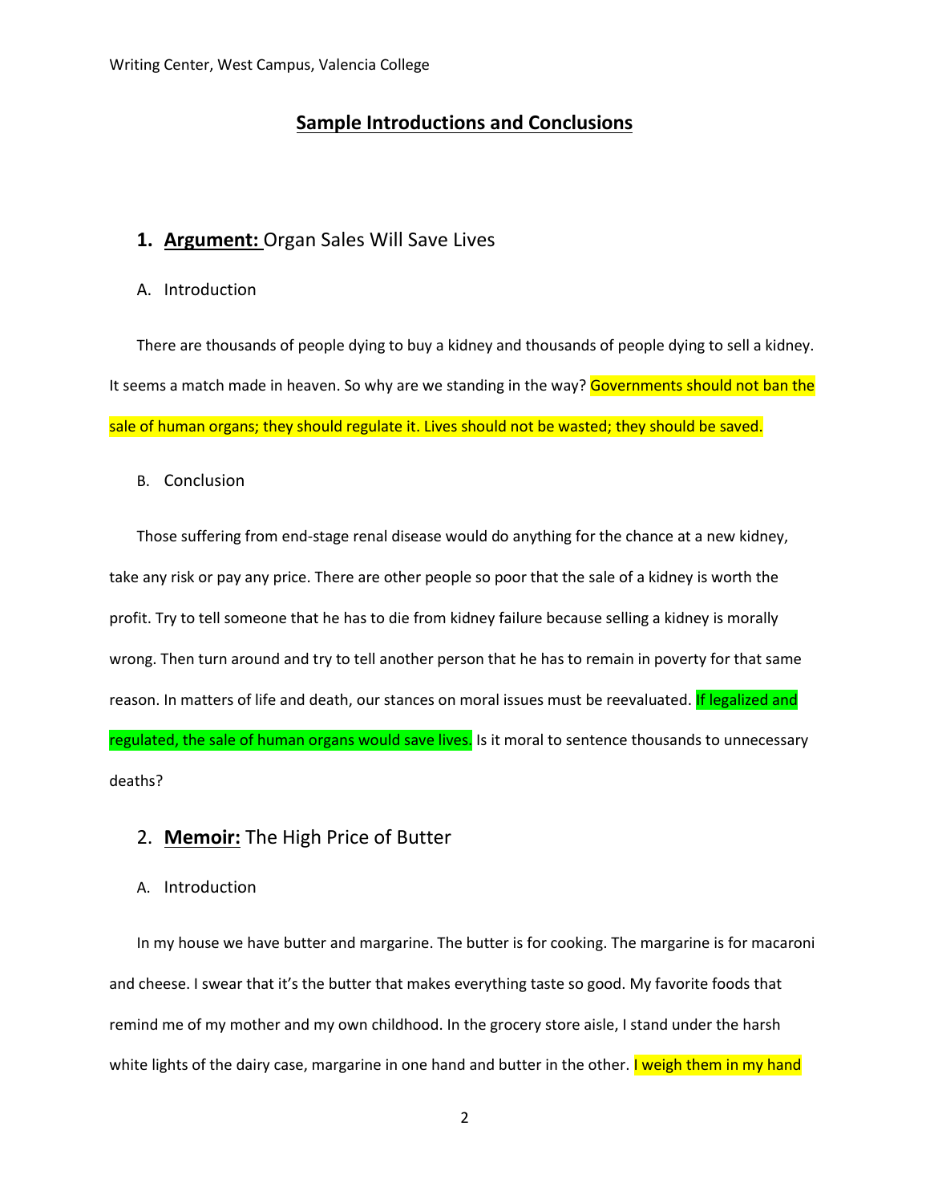# Sample Introductions and Conclusions

## 1. **Argument:** Organ Sales Will Save Lives

### A. Introduction

There are thousands of people dying to buy a kidney and thousands of people dying to sell a kidney. It seems a match made in heaven. So why are we standing in the way? Governments should not ban the sale of human organs; they should regulate it. Lives should not be wasted; they should be saved.

### B. Conclusion

Those suffering from end-stage renal disease would do anything for the chance at a new kidney, take any risk or pay any price. There are other people so poor that the sale of a kidney is worth the profit. Try to tell someone that he has to die from kidney failure because selling a kidney is morally wrong. Then turn around and try to tell another person that he has to remain in poverty for that same reason. In matters of life and death, our stances on moral issues must be reevaluated. If legalized and regulated, the sale of human organs would save lives. Is it moral to sentence thousands to unnecessary deaths?

## 2. **Memoir:** The High Price of Butter

### A. Introduction

In my house we have butter and margarine. The butter is for cooking. The margarine is for macaroni and cheese. I swear that it's the butter that makes everything taste so good. My favorite foods that remind me of my mother and my own childhood. In the grocery store aisle, I stand under the harsh white lights of the dairy case, margarine in one hand and butter in the other. I weigh them in my hand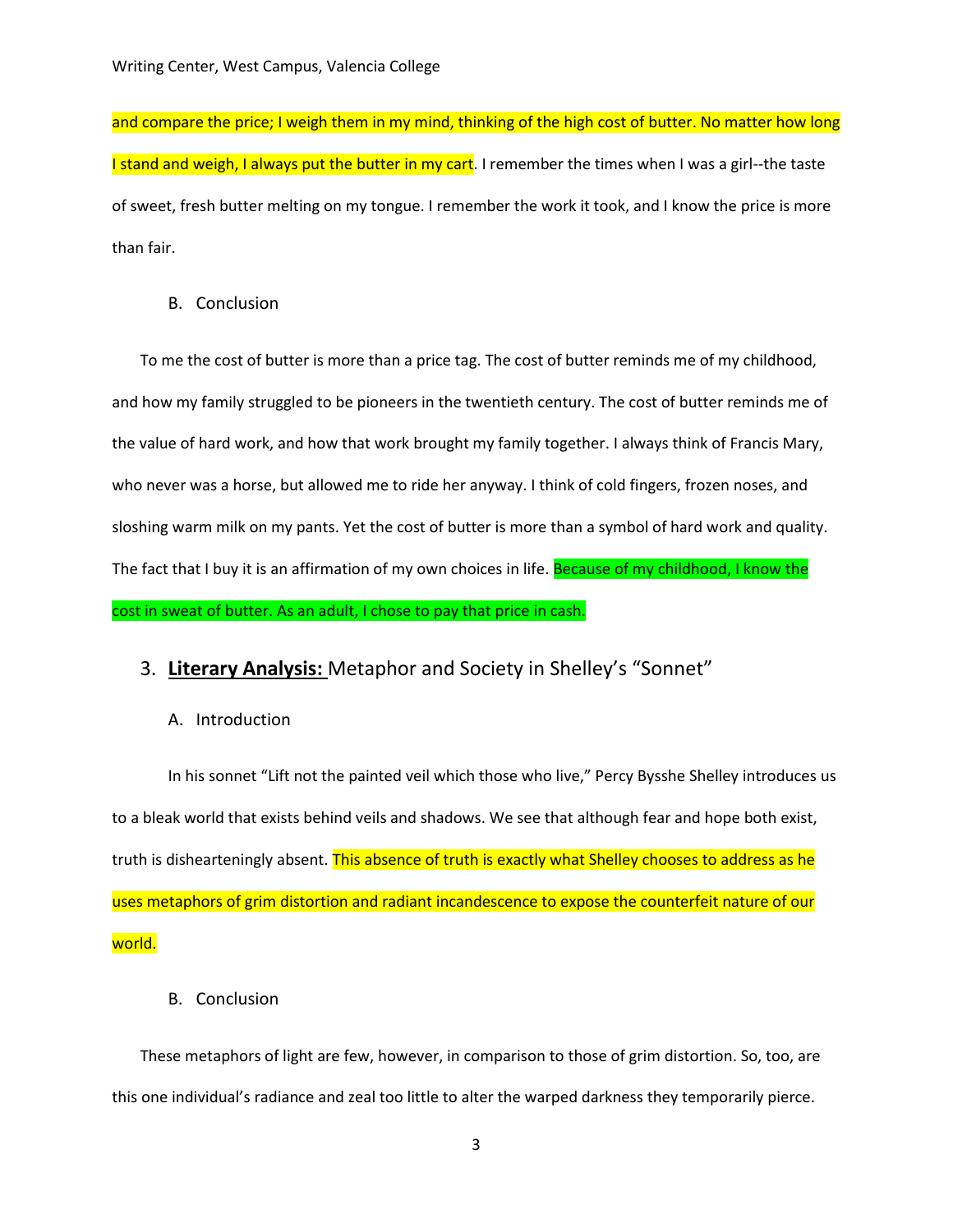and compare the price; I weigh them in my mind, thinking of the high cost of butter. No matter how long I stand and weigh, I always put the butter in my cart. I remember the times when I was a girl--the taste of sweet, fresh butter melting on my tongue. I remember the work it took, and I know the price is more than fair.

B. Conclusion

To me the cost of butter is more than a price tag. The cost of butter reminds me of my childhood, and how my family struggled to be pioneers in the twentieth century. The cost of butter reminds me of the value of hard work, and how that work brought my family together. I always think of Francis Mary, who never was a horse, but allowed me to ride her anyway. I think of cold fingers, frozen noses, and sloshing warm milk on my pants. Yet the cost of butter is more than a symbol of hard work and quality. The fact that I buy it is an affirmation of my own choices in life. Because of my childhood, I know the cost in sweat of butter. As an adult, I chose to pay that price in cash.

## 3. **Literary Analysis:** Metaphor and Society in Shelley's "Sonnet"

A. Introduction

In his sonnet "Lift not the painted veil which those who live," Percy Bysshe Shelley introduces us to a bleak world that exists behind veils and shadows. We see that although fear and hope both exist, truth is dishearteningly absent. This absence of truth is exactly what Shelley chooses to address as he uses metaphors of grim distortion and radiant incandescence to expose the counterfeit nature of our world.

B. Conclusion

These metaphors of light are few, however, in comparison to those of grim distortion. So, too, are this one individual's radiance and zeal too little to alter the warped darkness they temporarily pierce.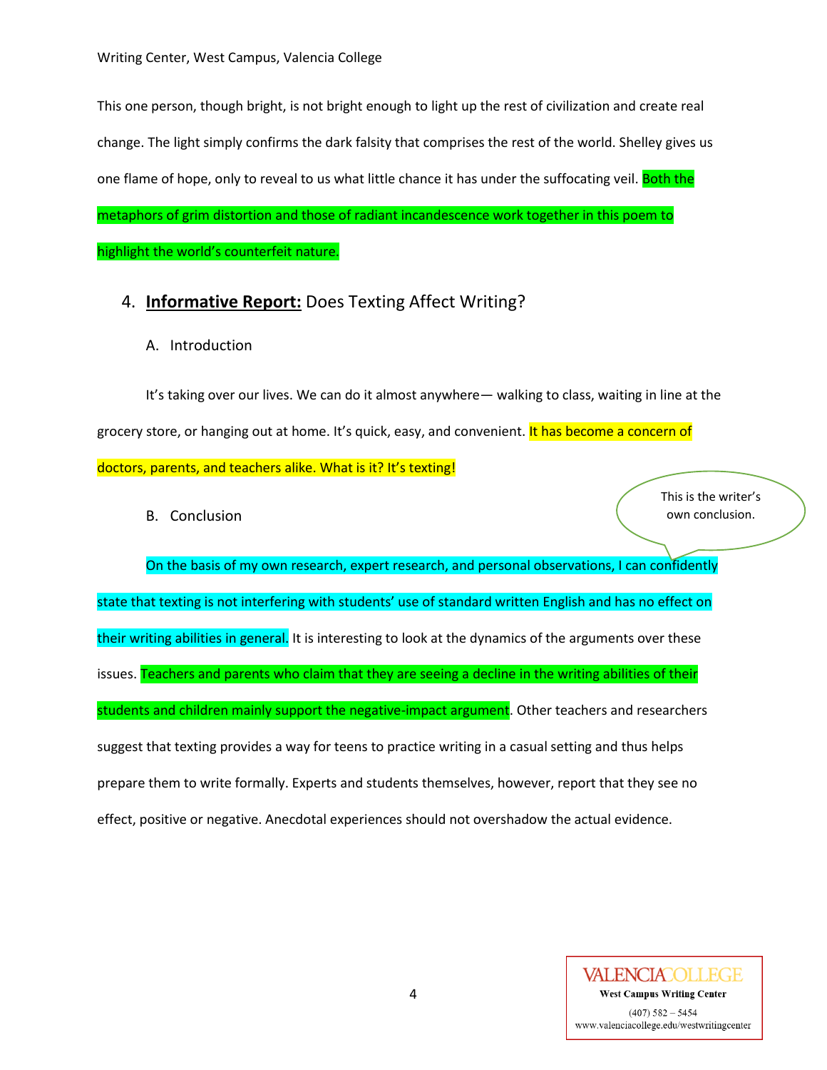This one person, though bright, is not bright enough to light up the rest of civilization and create real change. The light simply confirms the dark falsity that comprises the rest of the world. Shelley gives us one flame of hope, only to reveal to us what little chance it has under the suffocating veil. Both the metaphors of grim distortion and those of radiant incandescence work together in this poem to highlight the world's counterfeit nature.

4. **Informative Report:** Does Texting Affect Writing?

   A. Introduction

It's taking over our lives. We can do it almost anywhere— walking to class, waiting in line at the grocery store, or hanging out at home. It's quick, easy, and convenient. It has become a concern of doctors, parents, and teachers alike. What is it? It's texting!

   B. Conclusion

This is the writer's own conclusion.

On the basis of my own research, expert research, and personal observations, I can confidently state that texting is not interfering with students' use of standard written English and has no effect on their writing abilities in general. It is interesting to look at the dynamics of the arguments over these issues. Teachers and parents who claim that they are seeing a decline in the writing abilities of their students and children mainly support the negative-impact argument. Other teachers and researchers suggest that texting provides a way for teens to practice writing in a casual setting and thus helps prepare them to write formally. Experts and students themselves, however, report that they see no effect, positive or negative. Anecdotal experiences should not overshadow the actual evidence.